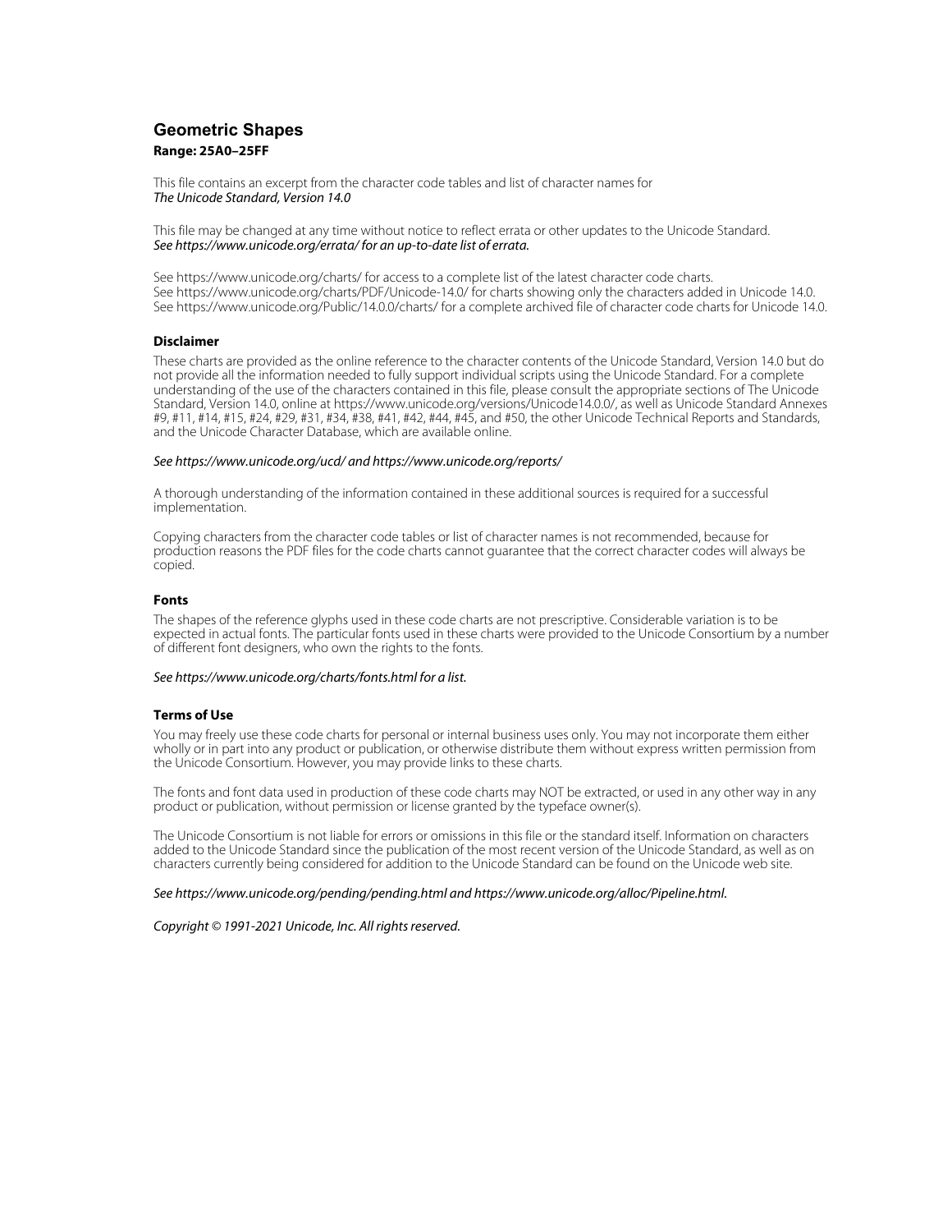# Geometric Shapes

**Range: 25A0–25FF**

This file contains an excerpt from the character code tables and list of character names for
*The Unicode Standard, Version 14.0*

This file may be changed at any time without notice to reflect errata or other updates to the Unicode Standard.
*See https://www.unicode.org/errata/ for an up-to-date list of errata.*

See https://www.unicode.org/charts/ for access to a complete list of the latest character code charts.
See https://www.unicode.org/charts/PDF/Unicode-14.0/ for charts showing only the characters added in Unicode 14.0.
See https://www.unicode.org/Public/14.0.0/charts/ for a complete archived file of character code charts for Unicode 14.0.

### Disclaimer

These charts are provided as the online reference to the character contents of the Unicode Standard, Version 14.0 but do not provide all the information needed to fully support individual scripts using the Unicode Standard. For a complete understanding of the use of the characters contained in this file, please consult the appropriate sections of The Unicode Standard, Version 14.0, online at https://www.unicode.org/versions/Unicode14.0.0/, as well as Unicode Standard Annexes #9, #11, #14, #15, #24, #29, #31, #34, #38, #41, #42, #44, #45, and #50, the other Unicode Technical Reports and Standards, and the Unicode Character Database, which are available online.

*See https://www.unicode.org/ucd/ and https://www.unicode.org/reports/*

A thorough understanding of the information contained in these additional sources is required for a successful implementation.

Copying characters from the character code tables or list of character names is not recommended, because for production reasons the PDF files for the code charts cannot guarantee that the correct character codes will always be copied.

### Fonts

The shapes of the reference glyphs used in these code charts are not prescriptive. Considerable variation is to be expected in actual fonts. The particular fonts used in these charts were provided to the Unicode Consortium by a number of different font designers, who own the rights to the fonts.

*See https://www.unicode.org/charts/fonts.html for a list.*

### Terms of Use

You may freely use these code charts for personal or internal business uses only. You may not incorporate them either wholly or in part into any product or publication, or otherwise distribute them without express written permission from the Unicode Consortium. However, you may provide links to these charts.

The fonts and font data used in production of these code charts may NOT be extracted, or used in any other way in any product or publication, without permission or license granted by the typeface owner(s).

The Unicode Consortium is not liable for errors or omissions in this file or the standard itself. Information on characters added to the Unicode Standard since the publication of the most recent version of the Unicode Standard, as well as on characters currently being considered for addition to the Unicode Standard can be found on the Unicode web site.

*See https://www.unicode.org/pending/pending.html and https://www.unicode.org/alloc/Pipeline.html.*

*Copyright © 1991-2021 Unicode, Inc. All rights reserved.*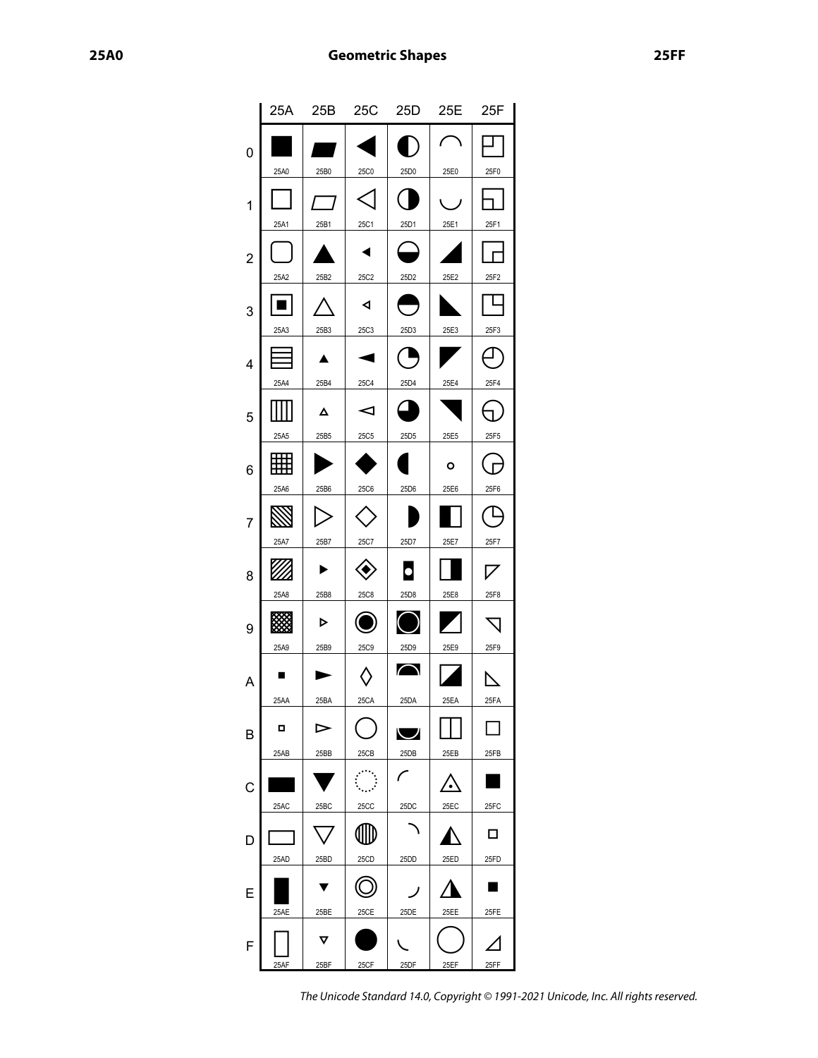# Geometric Shapes

| | 25A | 25B | 25C | 25D | 25E | 25F |
|---|---|---|---|---|---|---|
| 0 | ■ 25A0 | ▰ 25B0 | ◀ 25C0 | ◐ 25D0 | ◠ 25E0 | ◰ 25F0 |
| 1 | □ 25A1 | ▱ 25B1 | ◁ 25C1 | ◑ 25D1 | ◡ 25E1 | ◱ 25F1 |
| 2 | ▢ 25A2 | ▲ 25B2 | ◂ 25C2 | ◒ 25D2 | ◢ 25E2 | ◲ 25F2 |
| 3 | ▣ 25A3 | △ 25B3 | ◃ 25C3 | ◓ 25D3 | ◣ 25E3 | ◳ 25F3 |
| 4 | ▤ 25A4 | ▴ 25B4 | ◄ 25C4 | ◔ 25D4 | ◤ 25E4 | ◴ 25F4 |
| 5 | ▥ 25A5 | ▵ 25B5 | ◅ 25C5 | ◕ 25D5 | ◥ 25E5 | ◵ 25F5 |
| 6 | ▦ 25A6 | ▶ 25B6 | ◆ 25C6 | ◖ 25D6 | ◦ 25E6 | ◶ 25F6 |
| 7 | ▧ 25A7 | ▷ 25B7 | ◇ 25C7 | ◗ 25D7 | ◧ 25E7 | ◷ 25F7 |
| 8 | ▨ 25A8 | ▸ 25B8 | ◈ 25C8 | ◘ 25D8 | ◨ 25E8 | ◸ 25F8 |
| 9 | ▩ 25A9 | ▹ 25B9 | ◉ 25C9 | ◙ 25D9 | ◩ 25E9 | ◹ 25F9 |
| A | ▪ 25AA | ► 25BA | ◊ 25CA | ◚ 25DA | ◪ 25EA | ◺ 25FA |
| B | ▫ 25AB | ▻ 25BB | ○ 25CB | ◛ 25DB | ◫ 25EB | ◻ 25FB |
| C | ▬ 25AC | ▼ 25BC | ◌ 25CC | ◜ 25DC | ◬ 25EC | ◼ 25FC |
| D | ▭ 25AD | ▽ 25BD | ◍ 25CD | ◝ 25DD | ◭ 25ED | ◽ 25FD |
| E | ▮ 25AE | ▾ 25BE | ◎ 25CE | ◞ 25DE | ◮ 25EE | ◾ 25FE |
| F | ▯ 25AF | ▿ 25BF | ● 25CF | ◟ 25DF | ◯ 25EF | ◿ 25FF |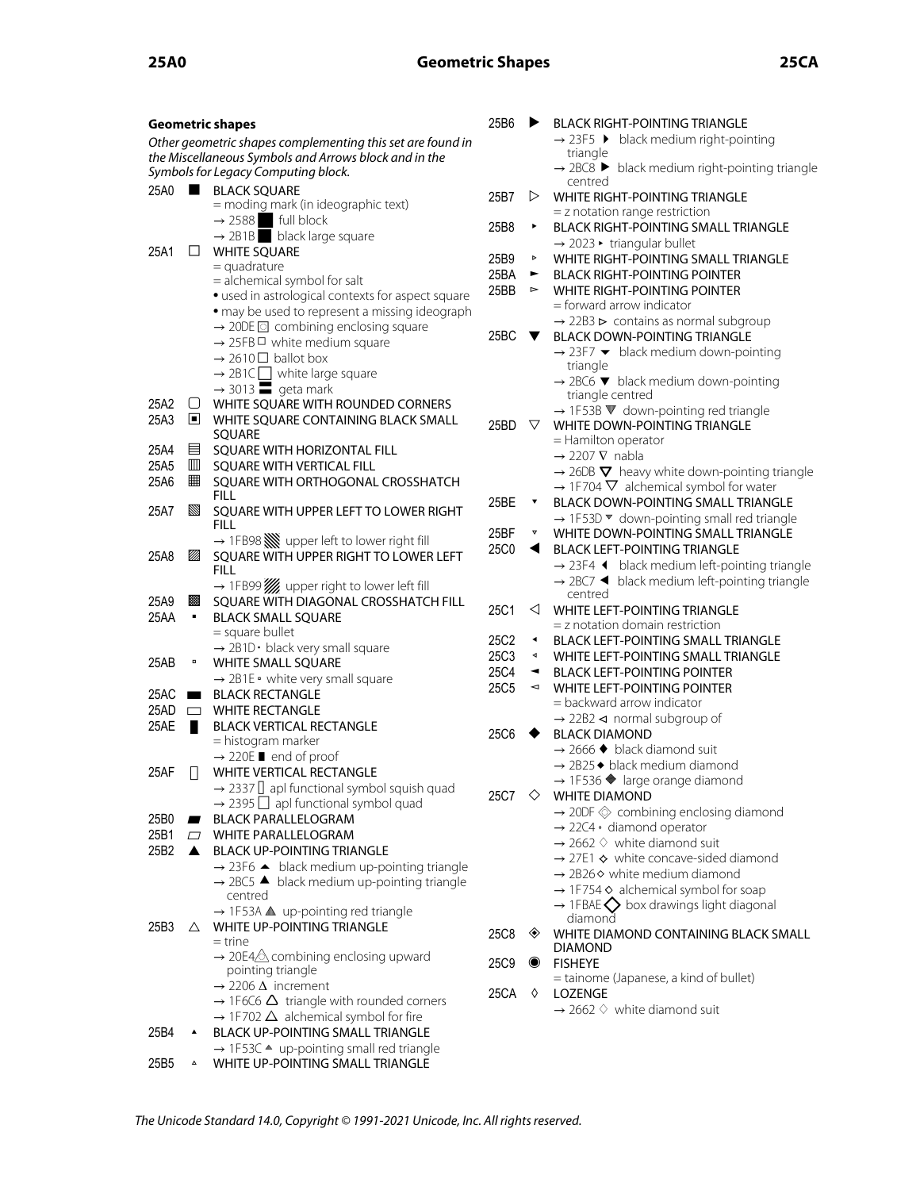## Geometric shapes

*Other geometric shapes complementing this set are found in the Miscellaneous Symbols and Arrows block and in the Symbols for Legacy Computing block.*

25A0 ■ BLACK SQUARE
- = moding mark (in ideographic text)
- → 2588 █ full block
- → 2B1B ⬛ black large square

25A1 □ WHITE SQUARE
- = quadrature
- = alchemical symbol for salt
- • used in astrological contexts for aspect square
- • may be used to represent a missing ideograph
- → 20DE ⃞ combining enclosing square
- → 25FB ◻ white medium square
- → 2610 ☐ ballot box
- → 2B1C ⬜ white large square
- → 3013 〓 geta mark

25A2 ▢ WHITE SQUARE WITH ROUNDED CORNERS

25A3 ▣ WHITE SQUARE CONTAINING BLACK SMALL SQUARE

25A4 ▤ SQUARE WITH HORIZONTAL FILL

25A5 ▥ SQUARE WITH VERTICAL FILL

25A6 ▦ SQUARE WITH ORTHOGONAL CROSSHATCH FILL

25A7 ▧ SQUARE WITH UPPER LEFT TO LOWER RIGHT FILL
- → 1FB98 upper left to lower right fill

25A8 ▨ SQUARE WITH UPPER RIGHT TO LOWER LEFT FILL
- → 1FB99 upper right to lower left fill

25A9 ▩ SQUARE WITH DIAGONAL CROSSHATCH FILL

25AA ▪ BLACK SMALL SQUARE
- = square bullet
- → 2B1D ⬝ black very small square

25AB ▫ WHITE SMALL SQUARE
- → 2B1E ⬞ white very small square

25AC ▬ BLACK RECTANGLE

25AD ▭ WHITE RECTANGLE

25AE ▮ BLACK VERTICAL RECTANGLE
- = histogram marker
- → 220E ∎ end of proof

25AF ▯ WHITE VERTICAL RECTANGLE
- → 2337 ⌷ apl functional symbol squish quad
- → 2395 ⎕ apl functional symbol quad

25B0 ▰ BLACK PARALLELOGRAM

25B1 ▱ WHITE PARALLELOGRAM

25B2 ▲ BLACK UP-POINTING TRIANGLE
- → 23F6 ⏶ black medium up-pointing triangle
- → 2BC5 ⯅ black medium up-pointing triangle centred
- → 1F53A 🔺 up-pointing red triangle

25B3 △ WHITE UP-POINTING TRIANGLE
- = trine
- → 20E4 ⃤ combining enclosing upward pointing triangle
- → 2206 ∆ increment
- → 1F6C6 triangle with rounded corners
- → 1F702 🜂 alchemical symbol for fire

25B4 ▴ BLACK UP-POINTING SMALL TRIANGLE
- → 1F53C 🔼 up-pointing small red triangle

25B5 ▵ WHITE UP-POINTING SMALL TRIANGLE

25B6 ▶ BLACK RIGHT-POINTING TRIANGLE
- → 23F5 ⏵ black medium right-pointing triangle
- → 2BC8 ⯈ black medium right-pointing triangle centred

25B7 ▷ WHITE RIGHT-POINTING TRIANGLE
- = z notation range restriction

25B8 ▸ BLACK RIGHT-POINTING SMALL TRIANGLE
- → 2023 ‣ triangular bullet

25B9 ▹ WHITE RIGHT-POINTING SMALL TRIANGLE

25BA ► BLACK RIGHT-POINTING POINTER

25BB ▻ WHITE RIGHT-POINTING POINTER
- = forward arrow indicator
- → 22B3 ⊳ contains as normal subgroup

25BC ▼ BLACK DOWN-POINTING TRIANGLE
- → 23F7 ⏷ black medium down-pointing triangle
- → 2BC6 ⯆ black medium down-pointing triangle centred
- → 1F53B 🔻 down-pointing red triangle

25BD ▽ WHITE DOWN-POINTING TRIANGLE
- = Hamilton operator
- → 2207 ∇ nabla
- → 26DB ⛛ heavy white down-pointing triangle
- → 1F704 🜄 alchemical symbol for water

25BE ▾ BLACK DOWN-POINTING SMALL TRIANGLE
- → 1F53D 🔽 down-pointing small red triangle

25BF ▿ WHITE DOWN-POINTING SMALL TRIANGLE

25C0 ◀ BLACK LEFT-POINTING TRIANGLE
- → 23F4 ⏴ black medium left-pointing triangle
- → 2BC7 ⯇ black medium left-pointing triangle centred

25C1 ◁ WHITE LEFT-POINTING TRIANGLE
- = z notation domain restriction

25C2 ◂ BLACK LEFT-POINTING SMALL TRIANGLE

25C3 ◃ WHITE LEFT-POINTING SMALL TRIANGLE

25C4 ◄ BLACK LEFT-POINTING POINTER

25C5 ◅ WHITE LEFT-POINTING POINTER
- = backward arrow indicator
- → 22B2 ⊲ normal subgroup of

25C6 ◆ BLACK DIAMOND
- → 2666 ♦ black diamond suit
- → 2B25 ⬥ black medium diamond
- → 1F536 🔶 large orange diamond

25C7 ◇ WHITE DIAMOND
- → 20DF ⃟ combining enclosing diamond
- → 22C4 ⋄ diamond operator
- → 2662 ♢ white diamond suit
- → 27E1 ⟡ white concave-sided diamond
- → 2B26 ⬦ white medium diamond
- → 1F754 🝔 alchemical symbol for soap
- → 1FBAE box drawings light diagonal diamond

25C8 ◈ WHITE DIAMOND CONTAINING BLACK SMALL DIAMOND

25C9 ◉ FISHEYE
- = tainome (Japanese, a kind of bullet)

25CA ◊ LOZENGE
- → 2662 ♢ white diamond suit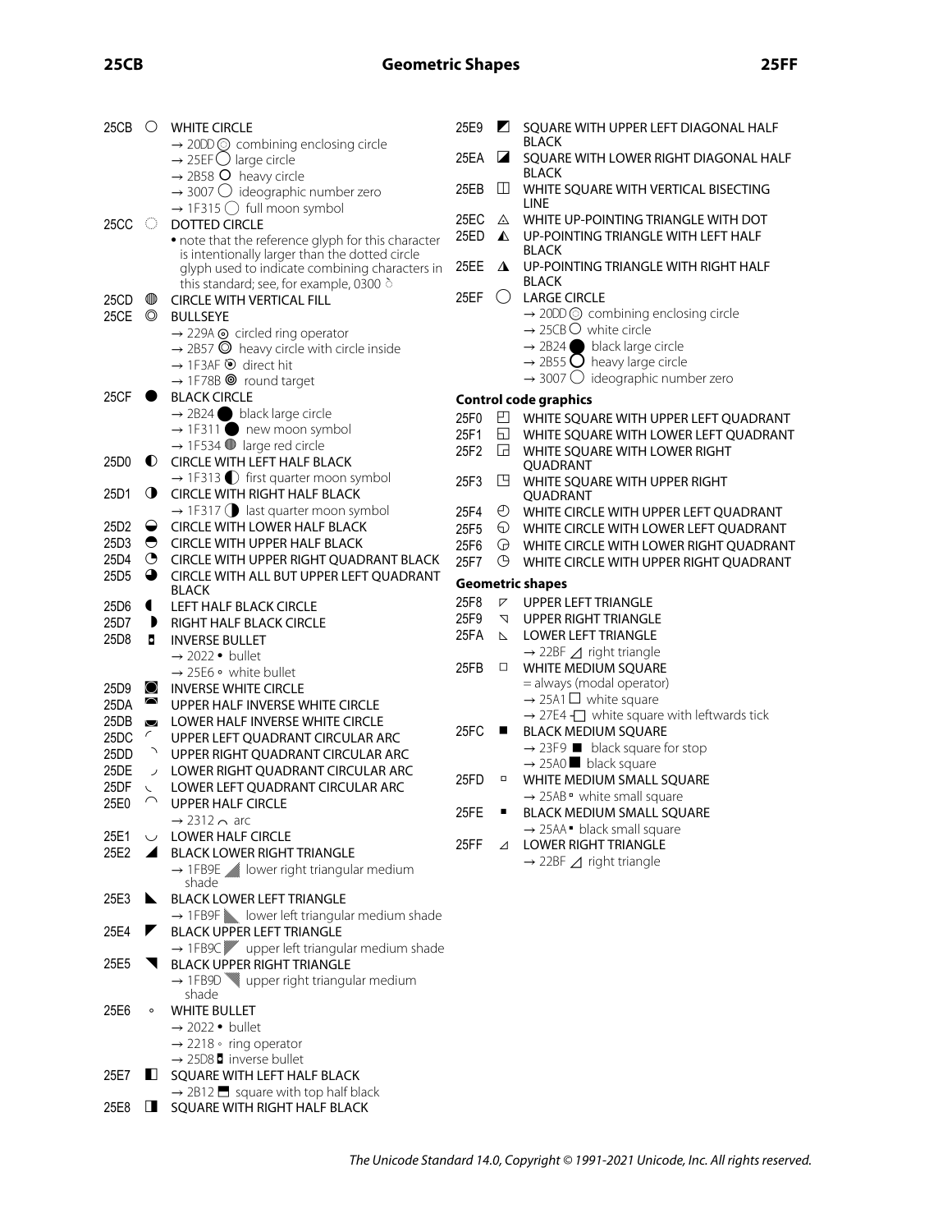25CB ○ WHITE CIRCLE
→ 20DD ⃝ combining enclosing circle
→ 25EF ◯ large circle
→ 2B58 ⭘ heavy circle
→ 3007 〇 ideographic number zero
→ 1F315 🌕 full moon symbol

25CC ◌ DOTTED CIRCLE
• note that the reference glyph for this character is intentionally larger than the dotted circle glyph used to indicate combining characters in this standard; see, for example, 0300 ◌̀

25CD ◍ CIRCLE WITH VERTICAL FILL

25CE ◎ BULLSEYE
→ 229A ⊚ circled ring operator
→ 2B57 ⭗ heavy circle with circle inside
→ 1F3AF 🎯 direct hit
→ 1F78B 🞋 round target

25CF ● BLACK CIRCLE
→ 2B24 ⬤ black large circle
→ 1F311 🌑 new moon symbol
→ 1F534 🔴 large red circle

25D0 ◐ CIRCLE WITH LEFT HALF BLACK
→ 1F313 🌓 first quarter moon symbol

25D1 ◑ CIRCLE WITH RIGHT HALF BLACK
→ 1F317 🌗 last quarter moon symbol

25D2 ◒ CIRCLE WITH LOWER HALF BLACK

25D3 ◓ CIRCLE WITH UPPER HALF BLACK

25D4 ◔ CIRCLE WITH UPPER RIGHT QUADRANT BLACK

25D5 ◕ CIRCLE WITH ALL BUT UPPER LEFT QUADRANT BLACK

25D6 ◖ LEFT HALF BLACK CIRCLE

25D7 ◗ RIGHT HALF BLACK CIRCLE

25D8 ◘ INVERSE BULLET
→ 2022 • bullet
→ 25E6 ◦ white bullet

25D9 ◙ INVERSE WHITE CIRCLE

25DA ◚ UPPER HALF INVERSE WHITE CIRCLE

25DB ◛ LOWER HALF INVERSE WHITE CIRCLE

25DC ◜ UPPER LEFT QUADRANT CIRCULAR ARC

25DD ◝ UPPER RIGHT QUADRANT CIRCULAR ARC

25DE ◞ LOWER RIGHT QUADRANT CIRCULAR ARC

25DF ◟ LOWER LEFT QUADRANT CIRCULAR ARC

25E0 ◠ UPPER HALF CIRCLE
→ 2312 ⌒ arc

25E1 ◡ LOWER HALF CIRCLE

25E2 ◢ BLACK LOWER RIGHT TRIANGLE
→ 1FB9E 🮞 lower right triangular medium shade

25E3 ◣ BLACK LOWER LEFT TRIANGLE
→ 1FB9F 🮟 lower left triangular medium shade

25E4 ◤ BLACK UPPER LEFT TRIANGLE
→ 1FB9C 🮜 upper left triangular medium shade

25E5 ◥ BLACK UPPER RIGHT TRIANGLE
→ 1FB9D 🮝 upper right triangular medium shade

25E6 ◦ WHITE BULLET
→ 2022 • bullet
→ 2218 ∘ ring operator
→ 25D8 ◘ inverse bullet

25E7 ◧ SQUARE WITH LEFT HALF BLACK
→ 2B12 ⬒ square with top half black

25E8 ◨ SQUARE WITH RIGHT HALF BLACK

25E9 ◩ SQUARE WITH UPPER LEFT DIAGONAL HALF BLACK

25EA ◪ SQUARE WITH LOWER RIGHT DIAGONAL HALF BLACK

25EB ◫ WHITE SQUARE WITH VERTICAL BISECTING LINE

25EC ◬ WHITE UP-POINTING TRIANGLE WITH DOT

25ED ◭ UP-POINTING TRIANGLE WITH LEFT HALF BLACK

25EE ◮ UP-POINTING TRIANGLE WITH RIGHT HALF BLACK

25EF ◯ LARGE CIRCLE
→ 20DD ⃝ combining enclosing circle
→ 25CB ○ white circle
→ 2B24 ⬤ black large circle
→ 2B55 ⭕ heavy large circle
→ 3007 〇 ideographic number zero

**Control code graphics**

25F0 ◰ WHITE SQUARE WITH UPPER LEFT QUADRANT

25F1 ◱ WHITE SQUARE WITH LOWER LEFT QUADRANT

25F2 ◲ WHITE SQUARE WITH LOWER RIGHT QUADRANT

25F3 ◳ WHITE SQUARE WITH UPPER RIGHT QUADRANT

25F4 ◴ WHITE CIRCLE WITH UPPER LEFT QUADRANT

25F5 ◵ WHITE CIRCLE WITH LOWER LEFT QUADRANT

25F6 ◶ WHITE CIRCLE WITH LOWER RIGHT QUADRANT

25F7 ◷ WHITE CIRCLE WITH UPPER RIGHT QUADRANT

**Geometric shapes**

25F8 ◸ UPPER LEFT TRIANGLE

25F9 ◹ UPPER RIGHT TRIANGLE

25FA ◺ LOWER LEFT TRIANGLE
→ 22BF ⊿ right triangle

25FB ◻ WHITE MEDIUM SQUARE
= always (modal operator)
→ 25A1 □ white square
→ 27E4 ⟤ white square with leftwards tick

25FC ◼ BLACK MEDIUM SQUARE
→ 23F9 ⏹ black square for stop
→ 25A0 ■ black square

25FD ◽ WHITE MEDIUM SMALL SQUARE
→ 25AB ▫ white small square

25FE ◾ BLACK MEDIUM SMALL SQUARE
→ 25AA ▪ black small square

25FF ◿ LOWER RIGHT TRIANGLE
→ 22BF ⊿ right triangle